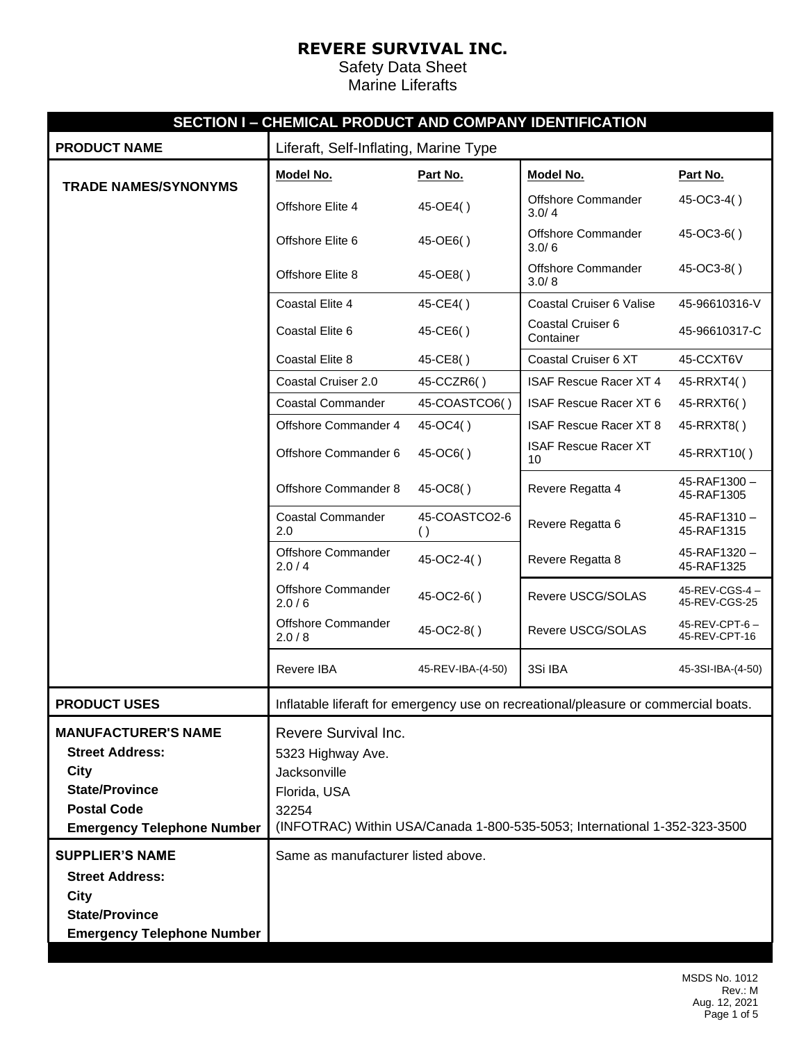# REVERE SURVIVAL INC.

Safety Data Sheet
Marine Liferafts

## SECTION I – CHEMICAL PRODUCT AND COMPANY IDENTIFICATION

| | |
|---|---|
| **PRODUCT NAME** | Liferaft, Self-Inflating, Marine Type |

**TRADE NAMES/SYNONYMS**

| Model No. | Part No. | Model No. | Part No. |
|---|---|---|---|
| Offshore Elite 4 | 45-OE4( ) | Offshore Commander 3.0/ 4 | 45-OC3-4( ) |
| Offshore Elite 6 | 45-OE6( ) | Offshore Commander 3.0/ 6 | 45-OC3-6( ) |
| Offshore Elite 8 | 45-OE8( ) | Offshore Commander 3.0/ 8 | 45-OC3-8( ) |
| Coastal Elite 4 | 45-CE4( ) | Coastal Cruiser 6 Valise | 45-96610316-V |
| Coastal Elite 6 | 45-CE6( ) | Coastal Cruiser 6 Container | 45-96610317-C |
| Coastal Elite 8 | 45-CE8( ) | Coastal Cruiser 6 XT | 45-CCXT6V |
| Coastal Cruiser 2.0 | 45-CCZR6( ) | ISAF Rescue Racer XT 4 | 45-RRXT4( ) |
| Coastal Commander | 45-COASTCO6( ) | ISAF Rescue Racer XT 6 | 45-RRXT6( ) |
| Offshore Commander 4 | 45-OC4( ) | ISAF Rescue Racer XT 8 | 45-RRXT8( ) |
| Offshore Commander 6 | 45-OC6( ) | ISAF Rescue Racer XT 10 | 45-RRXT10( ) |
| Offshore Commander 8 | 45-OC8( ) | Revere Regatta 4 | 45-RAF1300 – 45-RAF1305 |
| Coastal Commander 2.0 | 45-COASTCO2-6 ( ) | Revere Regatta 6 | 45-RAF1310 – 45-RAF1315 |
| Offshore Commander 2.0 / 4 | 45-OC2-4( ) | Revere Regatta 8 | 45-RAF1320 – 45-RAF1325 |
| Offshore Commander 2.0 / 6 | 45-OC2-6( ) | Revere USCG/SOLAS | 45-REV-CGS-4 – 45-REV-CGS-25 |
| Offshore Commander 2.0 / 8 | 45-OC2-8( ) | Revere USCG/SOLAS | 45-REV-CPT-6 – 45-REV-CPT-16 |
| Revere IBA | 45-REV-IBA-(4-50) | 3Si IBA | 45-3SI-IBA-(4-50) |

| | |
|---|---|
| **PRODUCT USES** | Inflatable liferaft for emergency use on recreational/pleasure or commercial boats. |
| **MANUFACTURER'S NAME** | Revere Survival Inc. |
| **Street Address:** | 5323 Highway Ave. |
| **City** | Jacksonville |
| **State/Province** | Florida, USA |
| **Postal Code** | 32254 |
| **Emergency Telephone Number** | (INFOTRAC) Within USA/Canada 1-800-535-5053; International 1-352-323-3500 |
| **SUPPLIER'S NAME** | Same as manufacturer listed above. |
| **Street Address:** | |
| **City** | |
| **State/Province** | |
| **Emergency Telephone Number** | |

MSDS No. 1012
Rev.: M
Aug. 12, 2021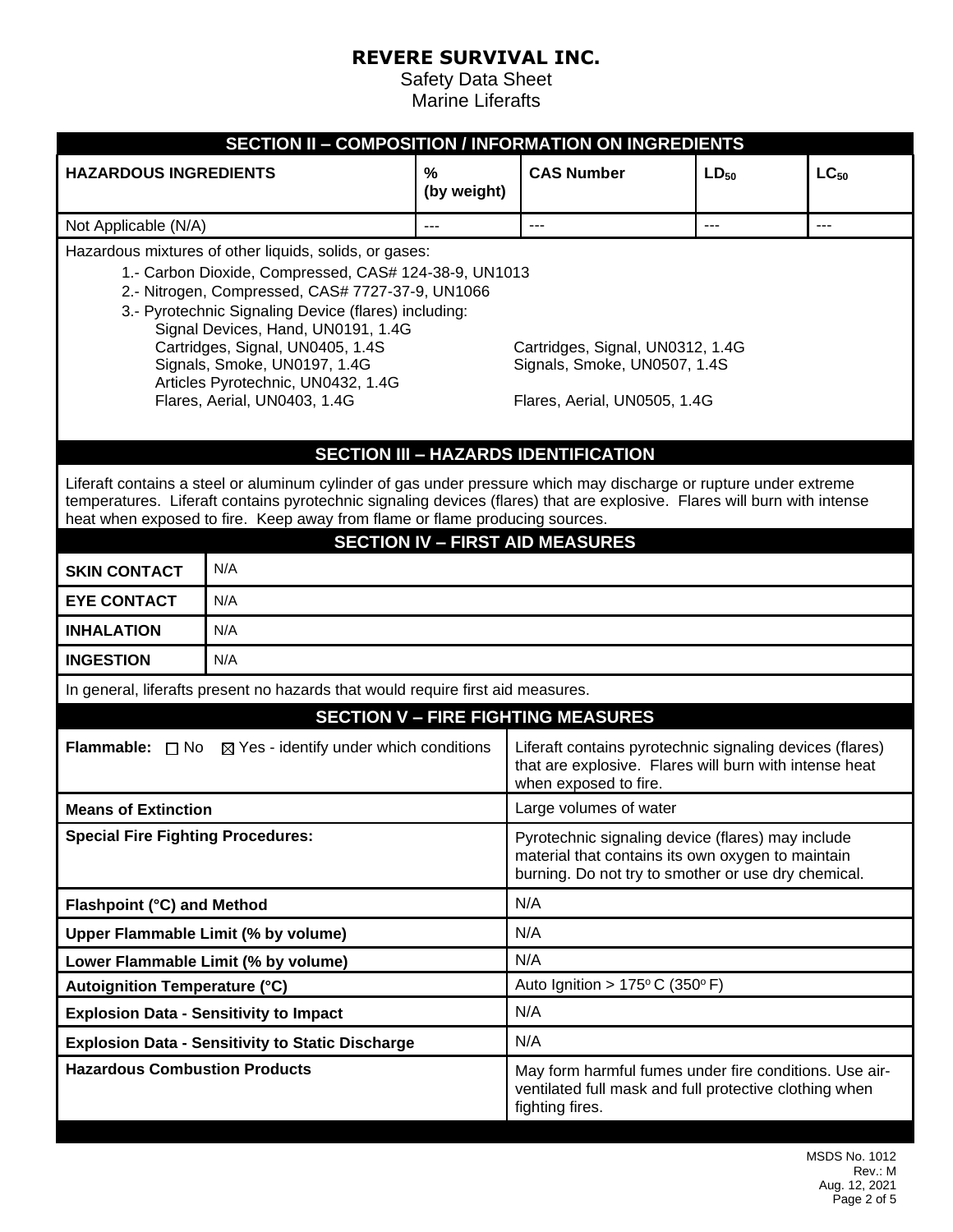# REVERE SURVIVAL INC.

Safety Data Sheet
Marine Liferafts

## SECTION II – COMPOSITION / INFORMATION ON INGREDIENTS

| HAZARDOUS INGREDIENTS | % (by weight) | CAS Number | $LD_{50}$ | $LC_{50}$ |
|---|---|---|---|---|
| Not Applicable (N/A) | --- | --- | --- | --- |

Hazardous mixtures of other liquids, solids, or gases:

1.- Carbon Dioxide, Compressed, CAS# 124-38-9, UN1013
2.- Nitrogen, Compressed, CAS# 7727-37-9, UN1066
3.- Pyrotechnic Signaling Device (flares) including:
   - Signal Devices, Hand, UN0191, 1.4G
   - Cartridges, Signal, UN0405, 1.4S
   - Cartridges, Signal, UN0312, 1.4G
   - Signals, Smoke, UN0197, 1.4G
   - Signals, Smoke, UN0507, 1.4S
   - Articles Pyrotechnic, UN0432, 1.4G
   - Flares, Aerial, UN0403, 1.4G
   - Flares, Aerial, UN0505, 1.4G

## SECTION III – HAZARDS IDENTIFICATION

Liferaft contains a steel or aluminum cylinder of gas under pressure which may discharge or rupture under extreme temperatures. Liferaft contains pyrotechnic signaling devices (flares) that are explosive. Flares will burn with intense heat when exposed to fire. Keep away from flame or flame producing sources.

## SECTION IV – FIRST AID MEASURES

| | |
|---|---|
| **SKIN CONTACT** | N/A |
| **EYE CONTACT** | N/A |
| **INHALATION** | N/A |
| **INGESTION** | N/A |

In general, liferafts present no hazards that would require first aid measures.

## SECTION V – FIRE FIGHTING MEASURES

| | |
|---|---|
| **Flammable:** ☐ No ☒ Yes - identify under which conditions | Liferaft contains pyrotechnic signaling devices (flares) that are explosive. Flares will burn with intense heat when exposed to fire. |
| **Means of Extinction** | Large volumes of water |
| **Special Fire Fighting Procedures:** | Pyrotechnic signaling device (flares) may include material that contains its own oxygen to maintain burning. Do not try to smother or use dry chemical. |
| **Flashpoint (°C) and Method** | N/A |
| **Upper Flammable Limit (% by volume)** | N/A |
| **Lower Flammable Limit (% by volume)** | N/A |
| **Autoignition Temperature (°C)** | Auto Ignition > 175° C (350° F) |
| **Explosion Data - Sensitivity to Impact** | N/A |
| **Explosion Data - Sensitivity to Static Discharge** | N/A |
| **Hazardous Combustion Products** | May form harmful fumes under fire conditions. Use air-ventilated full mask and full protective clothing when fighting fires. |

MSDS No. 1012
Rev.: M
Aug. 12, 2021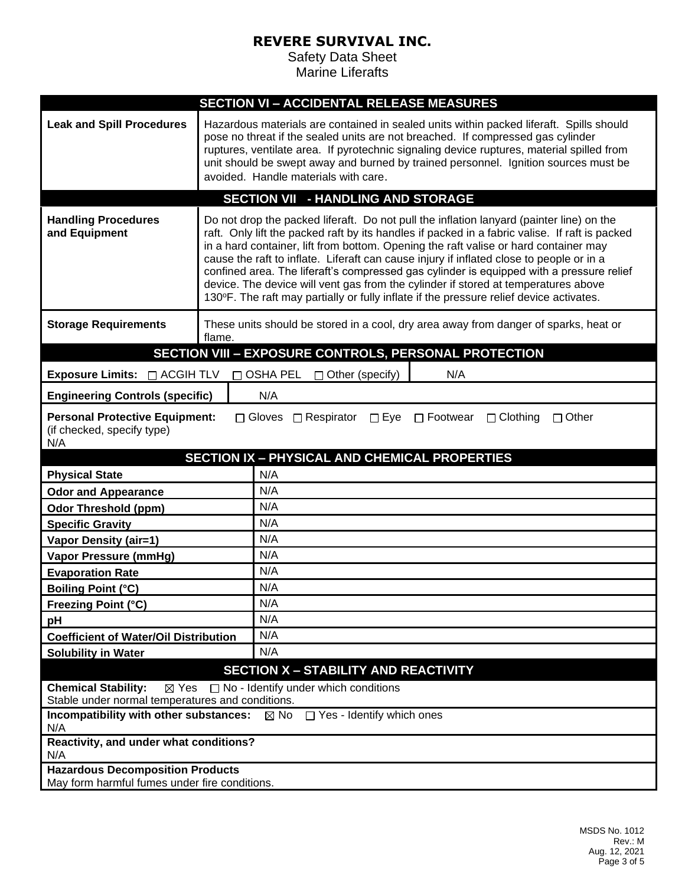# REVERE SURVIVAL INC.

Safety Data Sheet
Marine Liferafts

## SECTION VI – ACCIDENTAL RELEASE MEASURES

| | |
|---|---|
| **Leak and Spill Procedures** | Hazardous materials are contained in sealed units within packed liferaft. Spills should pose no threat if the sealed units are not breached. If compressed gas cylinder ruptures, ventilate area. If pyrotechnic signaling device ruptures, material spilled from unit should be swept away and burned by trained personnel. Ignition sources must be avoided. Handle materials with care. |

## SECTION VII - HANDLING AND STORAGE

| | |
|---|---|
| **Handling Procedures and Equipment** | Do not drop the packed liferaft. Do not pull the inflation lanyard (painter line) on the raft. Only lift the packed raft by its handles if packed in a fabric valise. If raft is packed in a hard container, lift from bottom. Opening the raft valise or hard container may cause the raft to inflate. Liferaft can cause injury if inflated close to people or in a confined area. The liferaft's compressed gas cylinder is equipped with a pressure relief device. The device will vent gas from the cylinder if stored at temperatures above 130°F. The raft may partially or fully inflate if the pressure relief device activates. |
| **Storage Requirements** | These units should be stored in a cool, dry area away from danger of sparks, heat or flame. |

## SECTION VIII – EXPOSURE CONTROLS, PERSONAL PROTECTION

**Exposure Limits:** ☐ ACGIH TLV ☐ OSHA PEL ☐ Other (specify) N/A

**Engineering Controls (specific)** N/A

**Personal Protective Equipment:** ☐ Gloves ☐ Respirator ☐ Eye ☐ Footwear ☐ Clothing ☐ Other
(if checked, specify type)
N/A

## SECTION IX – PHYSICAL AND CHEMICAL PROPERTIES

| | |
|---|---|
| **Physical State** | N/A |
| **Odor and Appearance** | N/A |
| **Odor Threshold (ppm)** | N/A |
| **Specific Gravity** | N/A |
| **Vapor Density (air=1)** | N/A |
| **Vapor Pressure (mmHg)** | N/A |
| **Evaporation Rate** | N/A |
| **Boiling Point (°C)** | N/A |
| **Freezing Point (°C)** | N/A |
| **pH** | N/A |
| **Coefficient of Water/Oil Distribution** | N/A |
| **Solubility in Water** | N/A |

## SECTION X – STABILITY AND REACTIVITY

**Chemical Stability:** ☒ Yes ☐ No - Identify under which conditions
Stable under normal temperatures and conditions.

**Incompatibility with other substances:** ☒ No ☐ Yes - Identify which ones
N/A

**Reactivity, and under what conditions?**
N/A

**Hazardous Decomposition Products**
May form harmful fumes under fire conditions.

MSDS No. 1012
Rev.: M
Aug. 12, 2021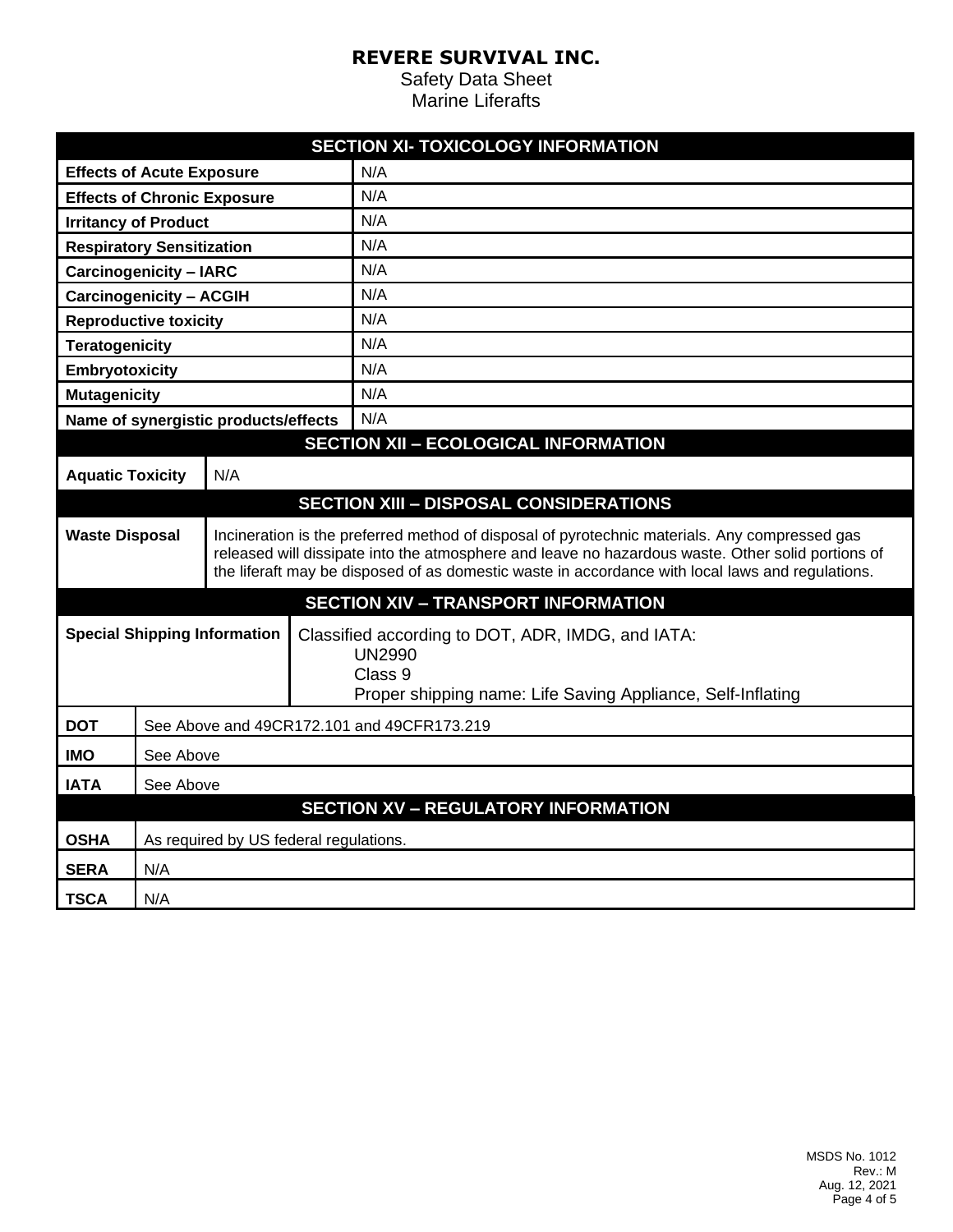**REVERE SURVIVAL INC.**

Safety Data Sheet

Marine Liferafts

## SECTION XI- TOXICOLOGY INFORMATION

| | |
|---|---|
| **Effects of Acute Exposure** | N/A |
| **Effects of Chronic Exposure** | N/A |
| **Irritancy of Product** | N/A |
| **Respiratory Sensitization** | N/A |
| **Carcinogenicity – IARC** | N/A |
| **Carcinogenicity – ACGIH** | N/A |
| **Reproductive toxicity** | N/A |
| **Teratogenicity** | N/A |
| **Embryotoxicity** | N/A |
| **Mutagenicity** | N/A |
| **Name of synergistic products/effects** | N/A |

## SECTION XII – ECOLOGICAL INFORMATION

| | |
|---|---|
| **Aquatic Toxicity** | N/A |

## SECTION XIII – DISPOSAL CONSIDERATIONS

| | |
|---|---|
| **Waste Disposal** | Incineration is the preferred method of disposal of pyrotechnic materials. Any compressed gas released will dissipate into the atmosphere and leave no hazardous waste. Other solid portions of the liferaft may be disposed of as domestic waste in accordance with local laws and regulations. |

## SECTION XIV – TRANSPORT INFORMATION

| | |
|---|---|
| **Special Shipping Information** | Classified according to DOT, ADR, IMDG, and IATA:<br>UN2990<br>Class 9<br>Proper shipping name: Life Saving Appliance, Self-Inflating |
| **DOT** | See Above and 49CR172.101 and 49CFR173.219 |
| **IMO** | See Above |
| **IATA** | See Above |

## SECTION XV – REGULATORY INFORMATION

| | |
|---|---|
| **OSHA** | As required by US federal regulations. |
| **SERA** | N/A |
| **TSCA** | N/A |

MSDS No. 1012
Rev.: M
Aug. 12, 2021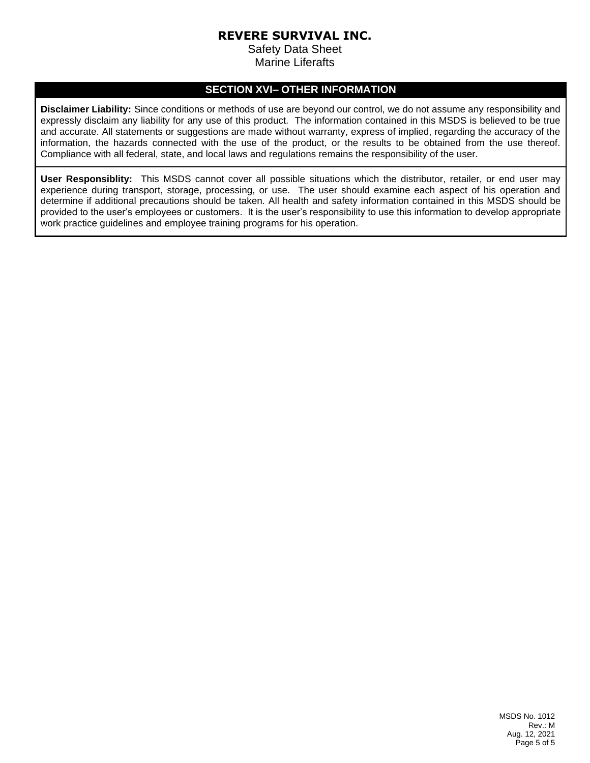## SECTION XVI– OTHER INFORMATION

**Disclaimer Liability:** Since conditions or methods of use are beyond our control, we do not assume any responsibility and expressly disclaim any liability for any use of this product. The information contained in this MSDS is believed to be true and accurate. All statements or suggestions are made without warranty, express of implied, regarding the accuracy of the information, the hazards connected with the use of the product, or the results to be obtained from the use thereof. Compliance with all federal, state, and local laws and regulations remains the responsibility of the user.

**User Responsiblity:** This MSDS cannot cover all possible situations which the distributor, retailer, or end user may experience during transport, storage, processing, or use. The user should examine each aspect of his operation and determine if additional precautions should be taken. All health and safety information contained in this MSDS should be provided to the user's employees or customers. It is the user's responsibility to use this information to develop appropriate work practice guidelines and employee training programs for his operation.